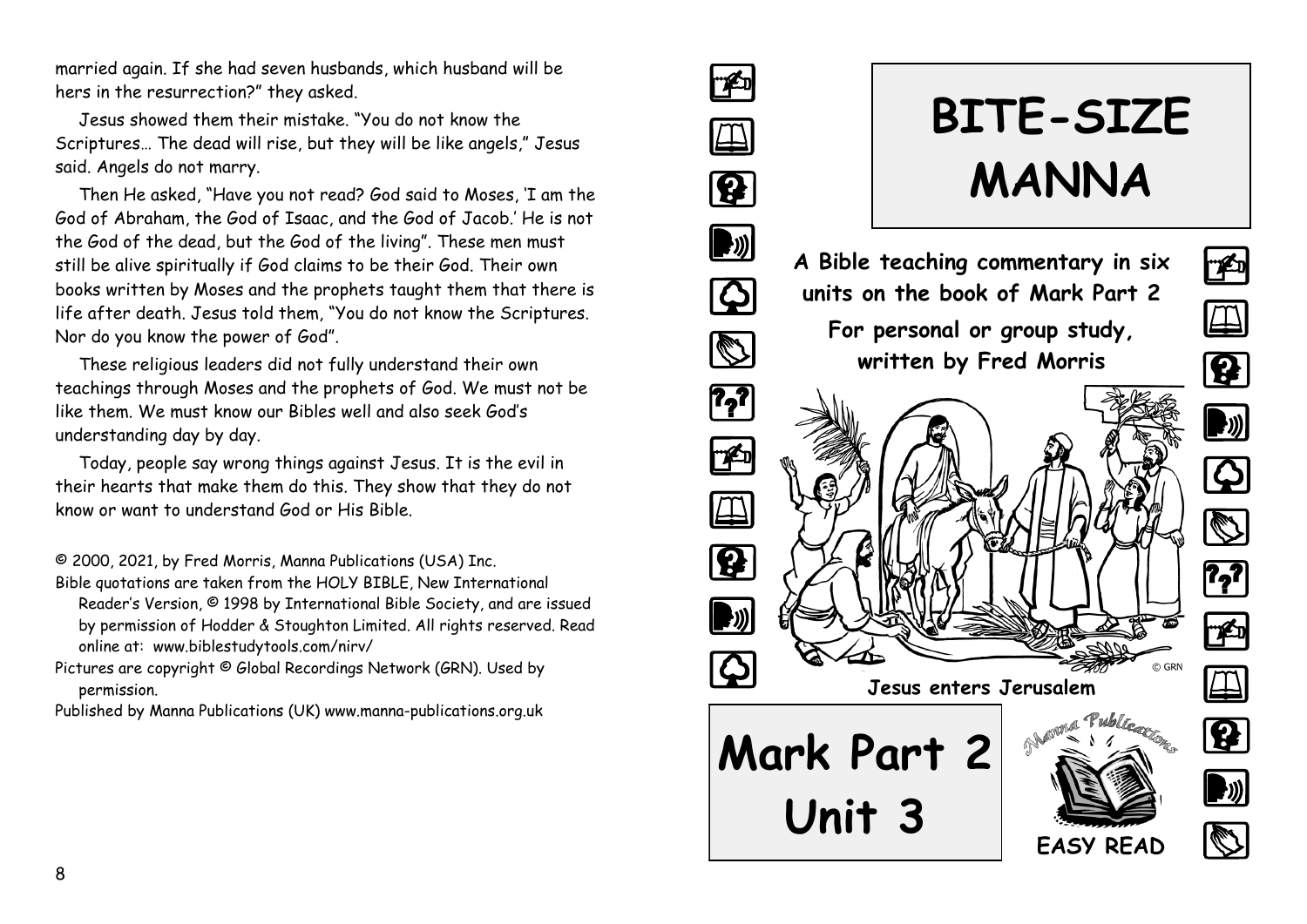married again. If she had seven husbands, which husband will be hers in the resurrection?" they asked.

Jesus showed them their mistake. "You do not know the Scriptures… The dead will rise, but they will be like angels," Jesus said. Angels do not marry.

Then He asked, "Have you not read? God said to Moses, 'I am the God of Abraham, the God of Isaac, and the God of Jacob.' He is not the God of the dead, but the God of the living". These men must still be alive spiritually if God claims to be their God. Their own books written by Moses and the prophets taught them that there is life after death. Jesus told them, "You do not know the Scriptures. Nor do you know the power of God".

These religious leaders did not fully understand their own teachings through Moses and the prophets of God. We must not be like them. We must know our Bibles well and also seek God's understanding day by day.

Today, people say wrong things against Jesus. It is the evil in their hearts that make them do this. They show that they do not know or want to understand God or His Bible.

© 2000, 2021, by Fred Morris, Manna Publications (USA) Inc.
Bible quotations are taken from the HOLY BIBLE, New International Reader's Version, © 1998 by International Bible Society, and are issued by permission of Hodder & Stoughton Limited. All rights reserved. Read online at: www.biblestudytools.com/nirv/
Pictures are copyright © Global Recordings Network (GRN). Used by permission.
Published by Manna Publications (UK) www.manna-publications.org.uk

# BITE-SIZE MANNA

**A Bible teaching commentary in six units on the book of Mark Part 2**

**For personal or group study, written by Fred Morris**

© GRN

**Jesus enters Jerusalem**

# Mark Part 2 Unit 3

Manna Publications

**EASY READ**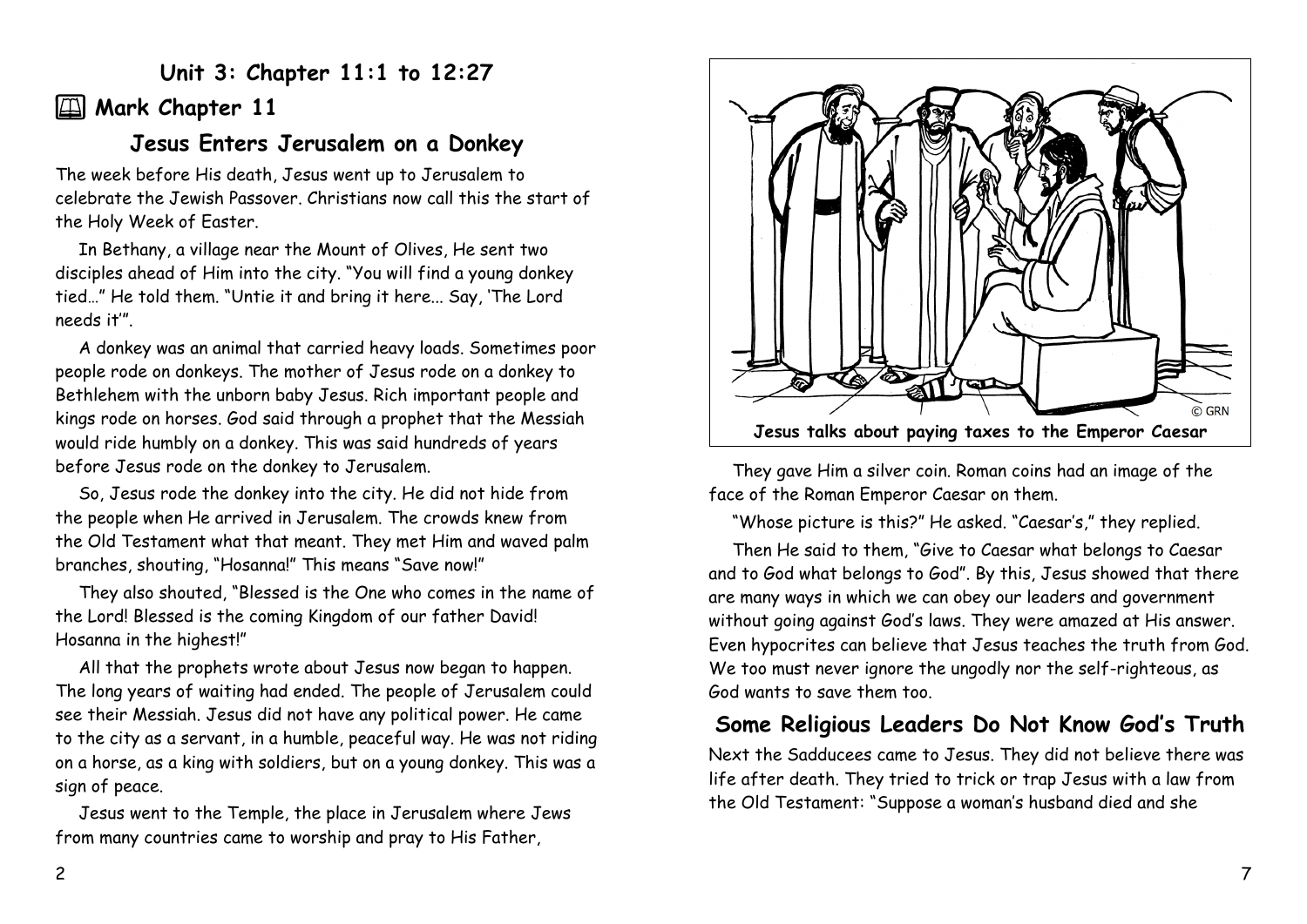## Unit 3: Chapter 11:1 to 12:27

### Mark Chapter 11

### Jesus Enters Jerusalem on a Donkey

The week before His death, Jesus went up to Jerusalem to celebrate the Jewish Passover. Christians now call this the start of the Holy Week of Easter.

In Bethany, a village near the Mount of Olives, He sent two disciples ahead of Him into the city. "You will find a young donkey tied…" He told them. "Untie it and bring it here... Say, 'The Lord needs it'".

A donkey was an animal that carried heavy loads. Sometimes poor people rode on donkeys. The mother of Jesus rode on a donkey to Bethlehem with the unborn baby Jesus. Rich important people and kings rode on horses. God said through a prophet that the Messiah would ride humbly on a donkey. This was said hundreds of years before Jesus rode on the donkey to Jerusalem.

So, Jesus rode the donkey into the city. He did not hide from the people when He arrived in Jerusalem. The crowds knew from the Old Testament what that meant. They met Him and waved palm branches, shouting, "Hosanna!" This means "Save now!"

They also shouted, "Blessed is the One who comes in the name of the Lord! Blessed is the coming Kingdom of our father David! Hosanna in the highest!"

All that the prophets wrote about Jesus now began to happen. The long years of waiting had ended. The people of Jerusalem could see their Messiah. Jesus did not have any political power. He came to the city as a servant, in a humble, peaceful way. He was not riding on a horse, as a king with soldiers, but on a young donkey. This was a sign of peace.

Jesus went to the Temple, the place in Jerusalem where Jews from many countries came to worship and pray to His Father,

**Jesus talks about paying taxes to the Emperor Caesar**

They gave Him a silver coin. Roman coins had an image of the face of the Roman Emperor Caesar on them.

"Whose picture is this?" He asked. "Caesar's," they replied.

Then He said to them, "Give to Caesar what belongs to Caesar and to God what belongs to God". By this, Jesus showed that there are many ways in which we can obey our leaders and government without going against God's laws. They were amazed at His answer. Even hypocrites can believe that Jesus teaches the truth from God. We too must never ignore the ungodly nor the self-righteous, as God wants to save them too.

### Some Religious Leaders Do Not Know God's Truth

Next the Sadducees came to Jesus. They did not believe there was life after death. They tried to trick or trap Jesus with a law from the Old Testament: "Suppose a woman's husband died and she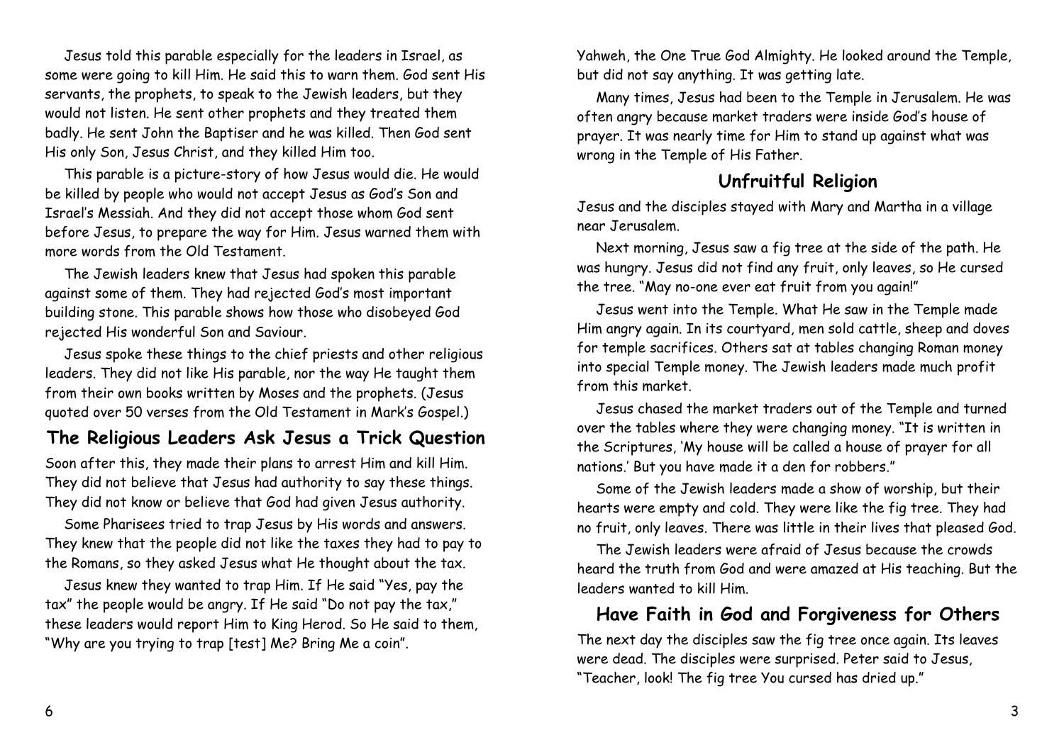Jesus told this parable especially for the leaders in Israel, as some were going to kill Him. He said this to warn them. God sent His servants, the prophets, to speak to the Jewish leaders, but they would not listen. He sent other prophets and they treated them badly. He sent John the Baptiser and he was killed. Then God sent His only Son, Jesus Christ, and they killed Him too.

This parable is a picture-story of how Jesus would die. He would be killed by people who would not accept Jesus as God's Son and Israel's Messiah. And they did not accept those whom God sent before Jesus, to prepare the way for Him. Jesus warned them with more words from the Old Testament.

The Jewish leaders knew that Jesus had spoken this parable against some of them. They had rejected God's most important building stone. This parable shows how those who disobeyed God rejected His wonderful Son and Saviour.

Jesus spoke these things to the chief priests and other religious leaders. They did not like His parable, nor the way He taught them from their own books written by Moses and the prophets. (Jesus quoted over 50 verses from the Old Testament in Mark's Gospel.)

## The Religious Leaders Ask Jesus a Trick Question

Soon after this, they made their plans to arrest Him and kill Him. They did not believe that Jesus had authority to say these things. They did not know or believe that God had given Jesus authority.

Some Pharisees tried to trap Jesus by His words and answers. They knew that the people did not like the taxes they had to pay to the Romans, so they asked Jesus what He thought about the tax.

Jesus knew they wanted to trap Him. If He said "Yes, pay the tax" the people would be angry. If He said "Do not pay the tax," these leaders would report Him to King Herod. So He said to them, "Why are you trying to trap [test] Me? Bring Me a coin".

Yahweh, the One True God Almighty. He looked around the Temple, but did not say anything. It was getting late.

Many times, Jesus had been to the Temple in Jerusalem. He was often angry because market traders were inside God's house of prayer. It was nearly time for Him to stand up against what was wrong in the Temple of His Father.

## Unfruitful Religion

Jesus and the disciples stayed with Mary and Martha in a village near Jerusalem.

Next morning, Jesus saw a fig tree at the side of the path. He was hungry. Jesus did not find any fruit, only leaves, so He cursed the tree. "May no-one ever eat fruit from you again!"

Jesus went into the Temple. What He saw in the Temple made Him angry again. In its courtyard, men sold cattle, sheep and doves for temple sacrifices. Others sat at tables changing Roman money into special Temple money. The Jewish leaders made much profit from this market.

Jesus chased the market traders out of the Temple and turned over the tables where they were changing money. "It is written in the Scriptures, 'My house will be called a house of prayer for all nations.' But you have made it a den for robbers."

Some of the Jewish leaders made a show of worship, but their hearts were empty and cold. They were like the fig tree. They had no fruit, only leaves. There was little in their lives that pleased God.

The Jewish leaders were afraid of Jesus because the crowds heard the truth from God and were amazed at His teaching. But the leaders wanted to kill Him.

## Have Faith in God and Forgiveness for Others

The next day the disciples saw the fig tree once again. Its leaves were dead. The disciples were surprised. Peter said to Jesus, "Teacher, look! The fig tree You cursed has dried up."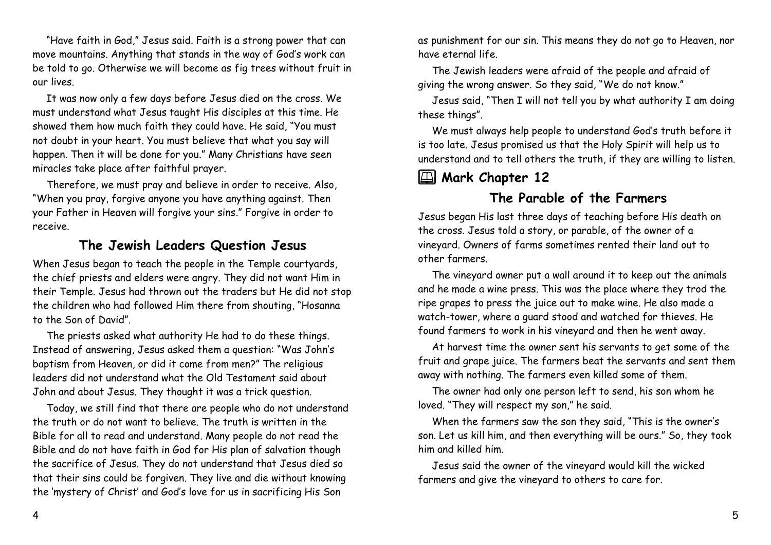"Have faith in God," Jesus said. Faith is a strong power that can move mountains. Anything that stands in the way of God's work can be told to go. Otherwise we will become as fig trees without fruit in our lives.

It was now only a few days before Jesus died on the cross. We must understand what Jesus taught His disciples at this time. He showed them how much faith they could have. He said, "You must not doubt in your heart. You must believe that what you say will happen. Then it will be done for you." Many Christians have seen miracles take place after faithful prayer.

Therefore, we must pray and believe in order to receive. Also, "When you pray, forgive anyone you have anything against. Then your Father in Heaven will forgive your sins." Forgive in order to receive.

## The Jewish Leaders Question Jesus

When Jesus began to teach the people in the Temple courtyards, the chief priests and elders were angry. They did not want Him in their Temple. Jesus had thrown out the traders but He did not stop the children who had followed Him there from shouting, "Hosanna to the Son of David".

The priests asked what authority He had to do these things. Instead of answering, Jesus asked them a question: "Was John's baptism from Heaven, or did it come from men?" The religious leaders did not understand what the Old Testament said about John and about Jesus. They thought it was a trick question.

Today, we still find that there are people who do not understand the truth or do not want to believe. The truth is written in the Bible for all to read and understand. Many people do not read the Bible and do not have faith in God for His plan of salvation though the sacrifice of Jesus. They do not understand that Jesus died so that their sins could be forgiven. They live and die without knowing the 'mystery of Christ' and God's love for us in sacrificing His Son as punishment for our sin. This means they do not go to Heaven, nor have eternal life.

The Jewish leaders were afraid of the people and afraid of giving the wrong answer. So they said, "We do not know."

Jesus said, "Then I will not tell you by what authority I am doing these things".

We must always help people to understand God's truth before it is too late. Jesus promised us that the Holy Spirit will help us to understand and to tell others the truth, if they are willing to listen.

# 🕮 Mark Chapter 12

## The Parable of the Farmers

Jesus began His last three days of teaching before His death on the cross. Jesus told a story, or parable, of the owner of a vineyard. Owners of farms sometimes rented their land out to other farmers.

The vineyard owner put a wall around it to keep out the animals and he made a wine press. This was the place where they trod the ripe grapes to press the juice out to make wine. He also made a watch-tower, where a guard stood and watched for thieves. He found farmers to work in his vineyard and then he went away.

At harvest time the owner sent his servants to get some of the fruit and grape juice. The farmers beat the servants and sent them away with nothing. The farmers even killed some of them.

The owner had only one person left to send, his son whom he loved. "They will respect my son," he said.

When the farmers saw the son they said, "This is the owner's son. Let us kill him, and then everything will be ours." So, they took him and killed him.

Jesus said the owner of the vineyard would kill the wicked farmers and give the vineyard to others to care for.